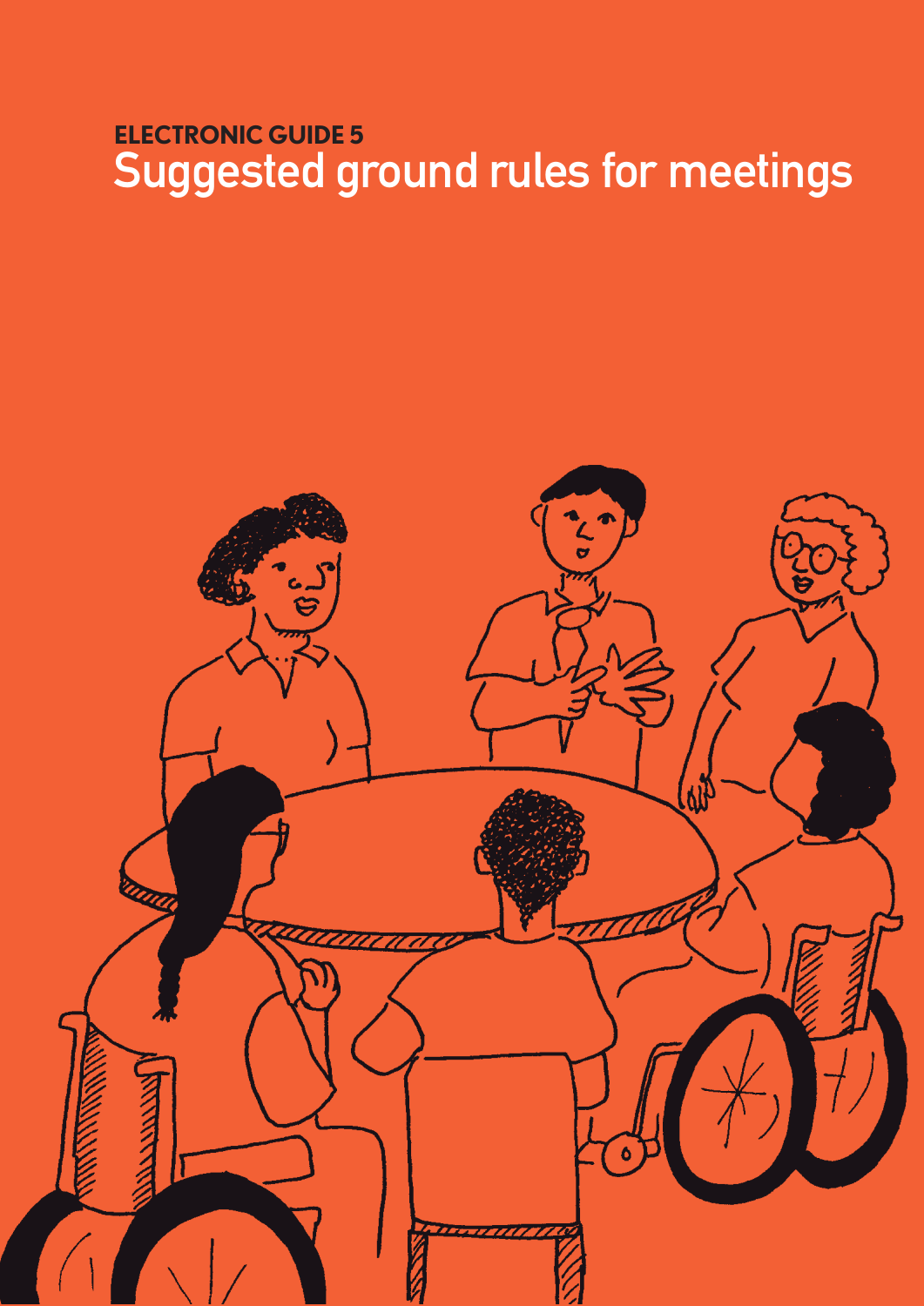**ELECTRONIC GUIDE 5**

# Suggested ground rules for meetings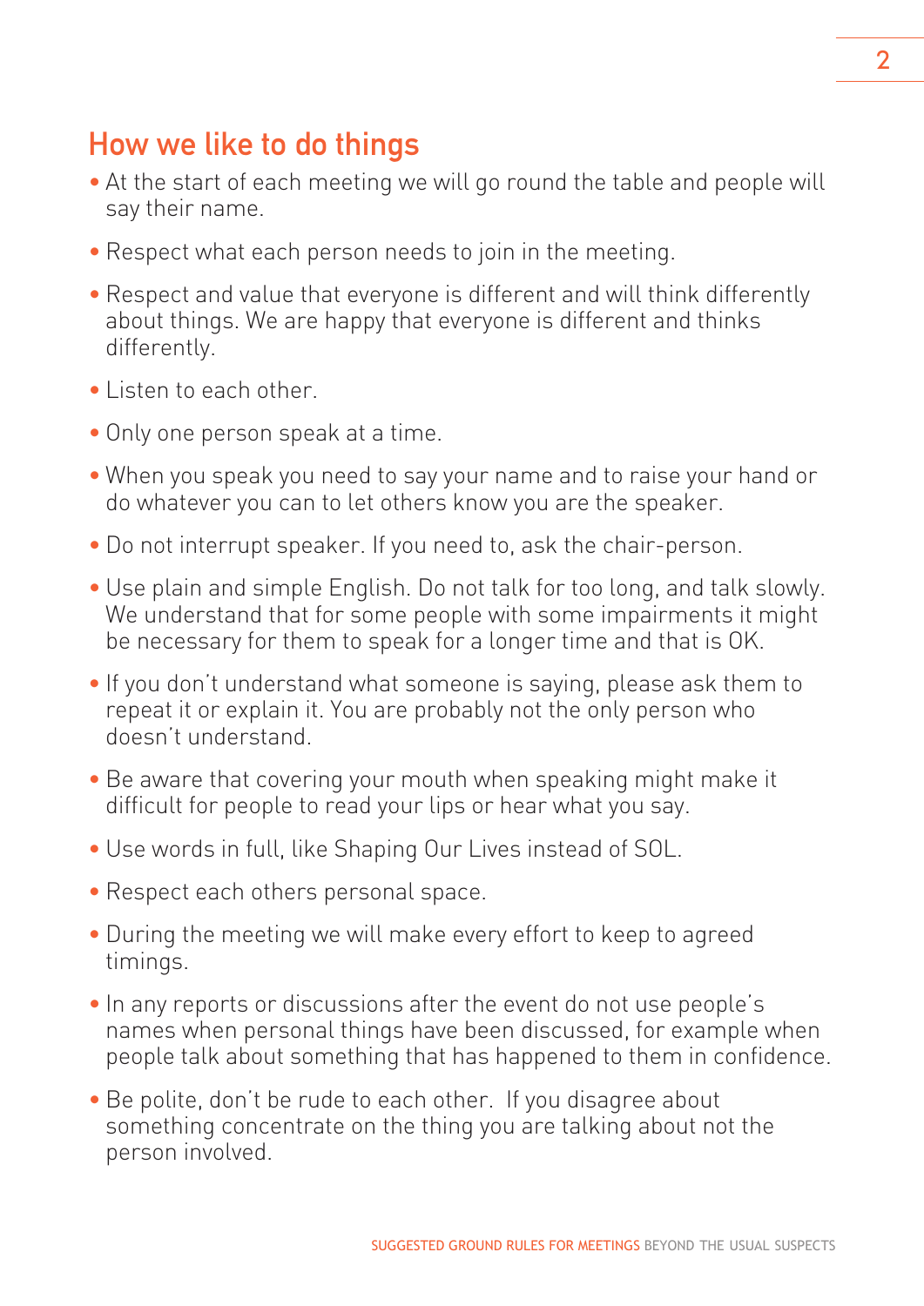## How we like to do things

- At the start of each meeting we will go round the table and people will say their name.
- Respect what each person needs to join in the meeting.
- Respect and value that everyone is different and will think differently about things. We are happy that everyone is different and thinks differently.
- Listen to each other.
- Only one person speak at a time.
- When you speak you need to say your name and to raise your hand or do whatever you can to let others know you are the speaker.
- Do not interrupt speaker. If you need to, ask the chair-person.
- Use plain and simple English. Do not talk for too long, and talk slowly. We understand that for some people with some impairments it might be necessary for them to speak for a longer time and that is OK.
- If you don't understand what someone is saying, please ask them to repeat it or explain it. You are probably not the only person who doesn't understand.
- Be aware that covering your mouth when speaking might make it difficult for people to read your lips or hear what you say.
- Use words in full, like Shaping Our Lives instead of SOL.
- Respect each others personal space.
- During the meeting we will make every effort to keep to agreed timings.
- In any reports or discussions after the event do not use people's names when personal things have been discussed, for example when people talk about something that has happened to them in confidence.
- Be polite, don't be rude to each other. If you disagree about something concentrate on the thing you are talking about not the person involved.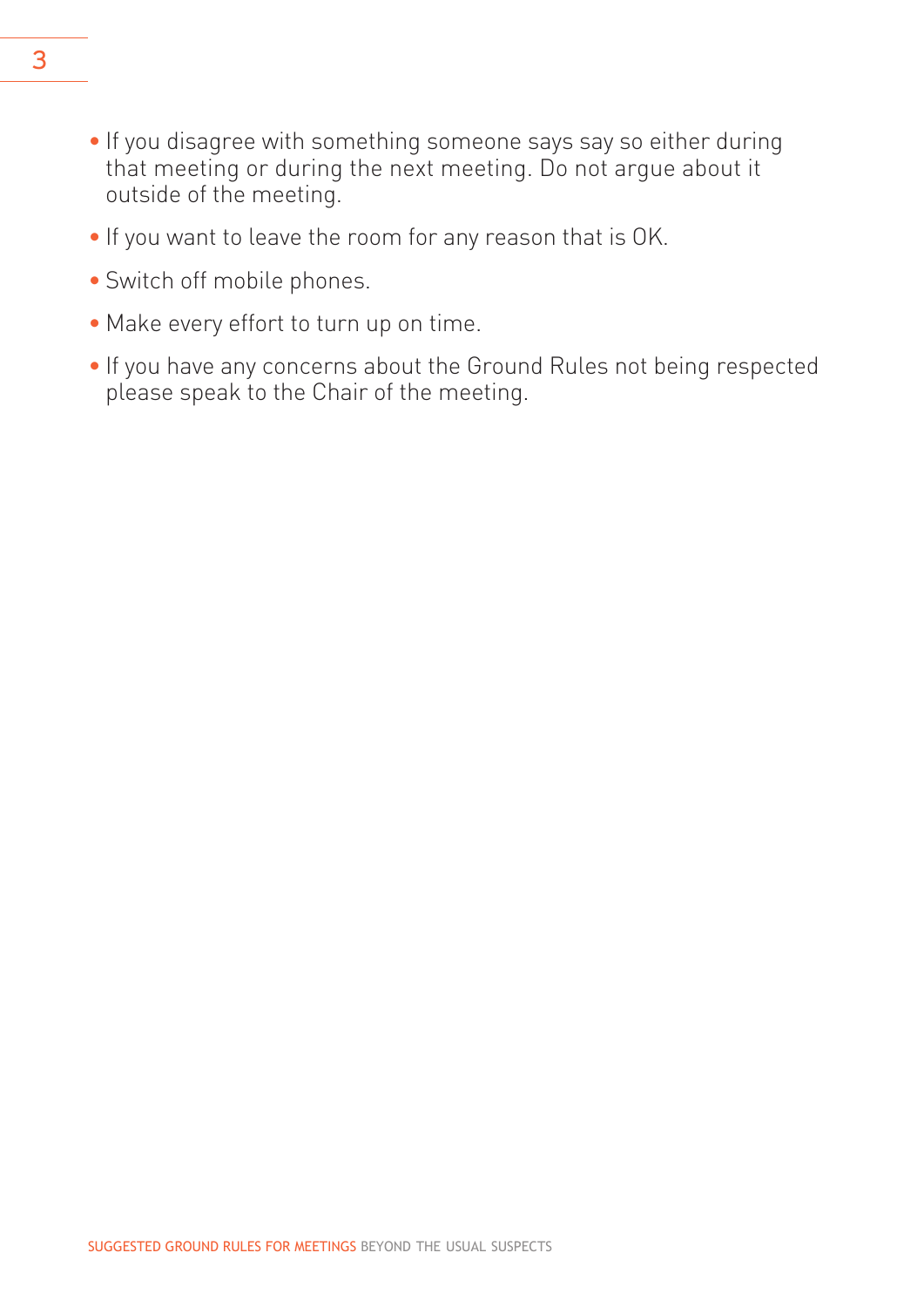- If you disagree with something someone says say so either during that meeting or during the next meeting. Do not argue about it outside of the meeting.
- If you want to leave the room for any reason that is OK.
- Switch off mobile phones.
- Make every effort to turn up on time.
- If you have any concerns about the Ground Rules not being respected please speak to the Chair of the meeting.